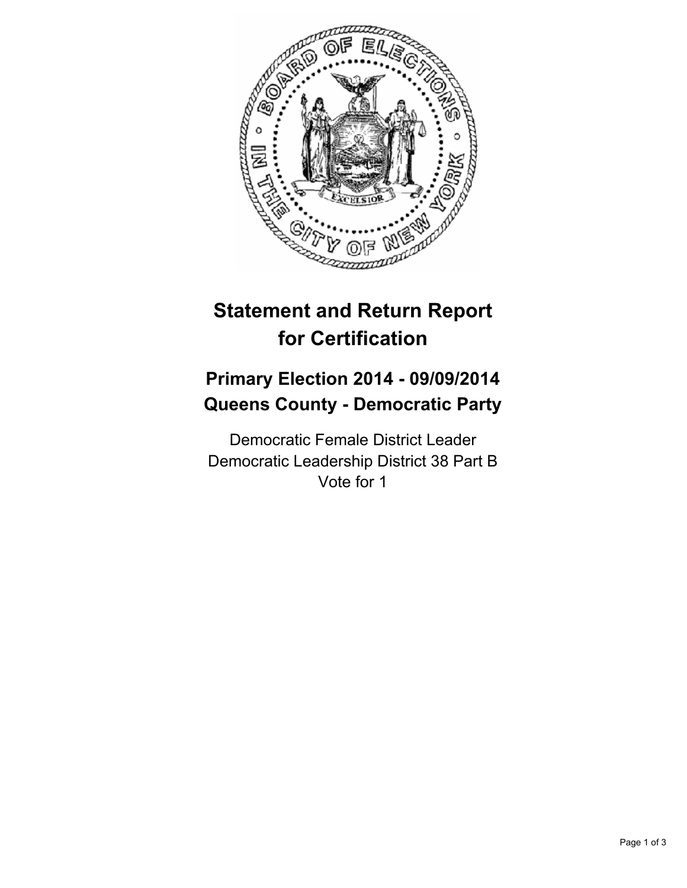# Statement and Return Report for Certification

## Primary Election 2014 - 09/09/2014
## Queens County - Democratic Party

Democratic Female District Leader
Democratic Leadership District 38 Part B
Vote for 1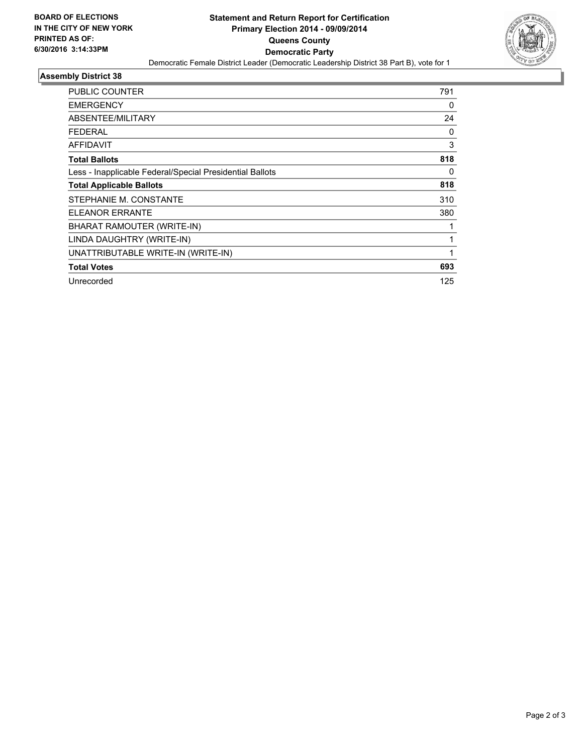**BOARD OF ELECTIONS IN THE CITY OF NEW YORK PRINTED AS OF: 6/30/2016 3:14:33PM**

# Statement and Return Report for Certification
## Primary Election 2014 - 09/09/2014
## Queens County
## Democratic Party

Democratic Female District Leader (Democratic Leadership District 38 Part B), vote for 1

### Assembly District 38

| | |
|---|---|
| PUBLIC COUNTER | 791 |
| EMERGENCY | 0 |
| ABSENTEE/MILITARY | 24 |
| FEDERAL | 0 |
| AFFIDAVIT | 3 |
| **Total Ballots** | **818** |
| Less - Inapplicable Federal/Special Presidential Ballots | 0 |
| **Total Applicable Ballots** | **818** |
| STEPHANIE M. CONSTANTE | 310 |
| ELEANOR ERRANTE | 380 |
| BHARAT RAMOUTER (WRITE-IN) | 1 |
| LINDA DAUGHTRY (WRITE-IN) | 1 |
| UNATTRIBUTABLE WRITE-IN (WRITE-IN) | 1 |
| **Total Votes** | **693** |
| Unrecorded | 125 |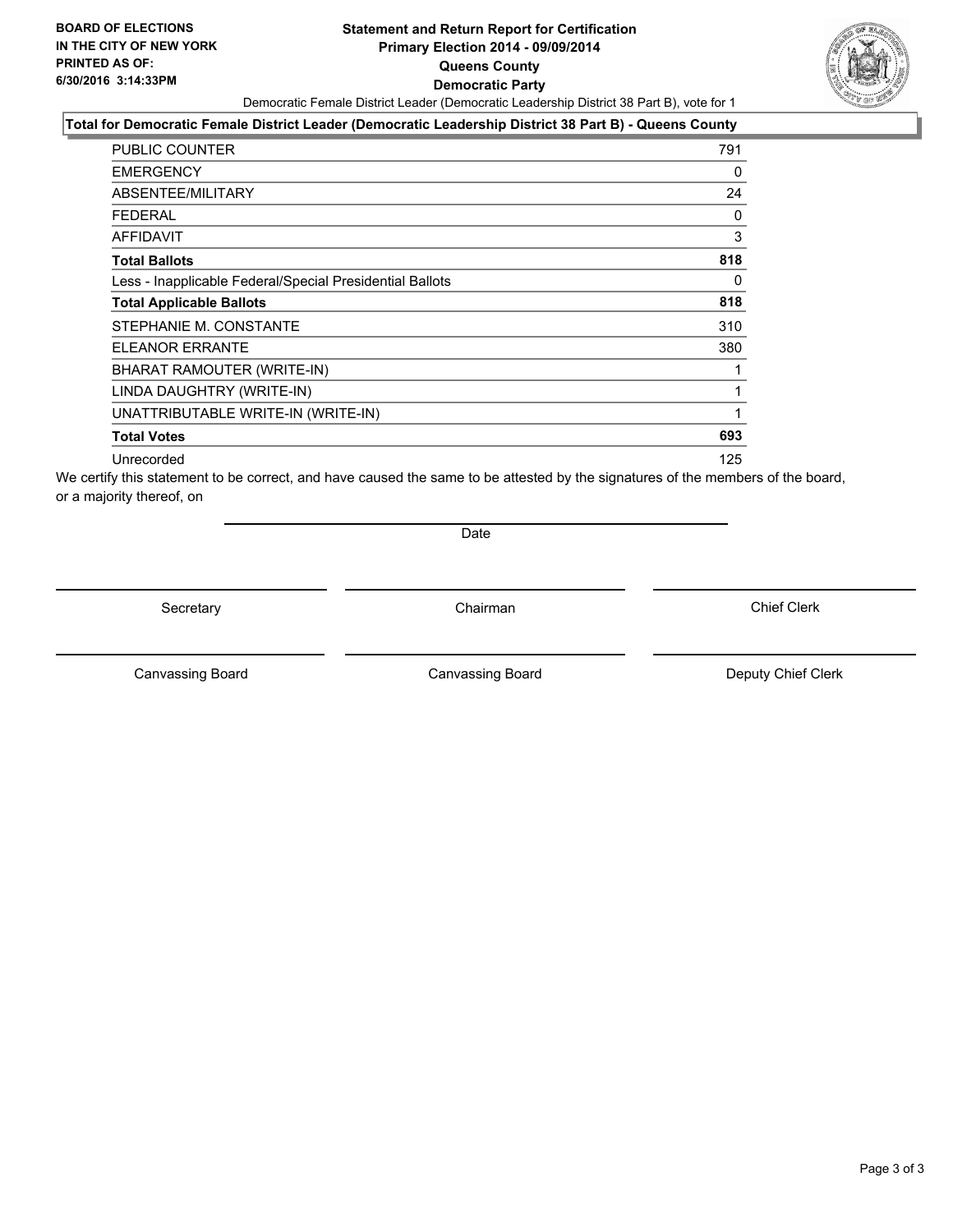**BOARD OF ELECTIONS**
**IN THE CITY OF NEW YORK**
**PRINTED AS OF:**
**6/30/2016 3:14:33PM**

# Statement and Return Report for Certification
## Primary Election 2014 - 09/09/2014
## Queens County
## Democratic Party

Democratic Female District Leader (Democratic Leadership District 38 Part B), vote for 1

**Total for Democratic Female District Leader (Democratic Leadership District 38 Part B) - Queens County**

| | |
|---|---|
| PUBLIC COUNTER | 791 |
| EMERGENCY | 0 |
| ABSENTEE/MILITARY | 24 |
| FEDERAL | 0 |
| AFFIDAVIT | 3 |
| **Total Ballots** | **818** |
| Less - Inapplicable Federal/Special Presidential Ballots | 0 |
| **Total Applicable Ballots** | **818** |
| STEPHANIE M. CONSTANTE | 310 |
| ELEANOR ERRANTE | 380 |
| BHARAT RAMOUTER (WRITE-IN) | 1 |
| LINDA DAUGHTRY (WRITE-IN) | 1 |
| UNATTRIBUTABLE WRITE-IN (WRITE-IN) | 1 |
| **Total Votes** | **693** |
| Unrecorded | 125 |

We certify this statement to be correct, and have caused the same to be attested by the signatures of the members of the board, or a majority thereof, on

Date

Secretary

Chairman

Chief Clerk

Canvassing Board

Canvassing Board

Deputy Chief Clerk